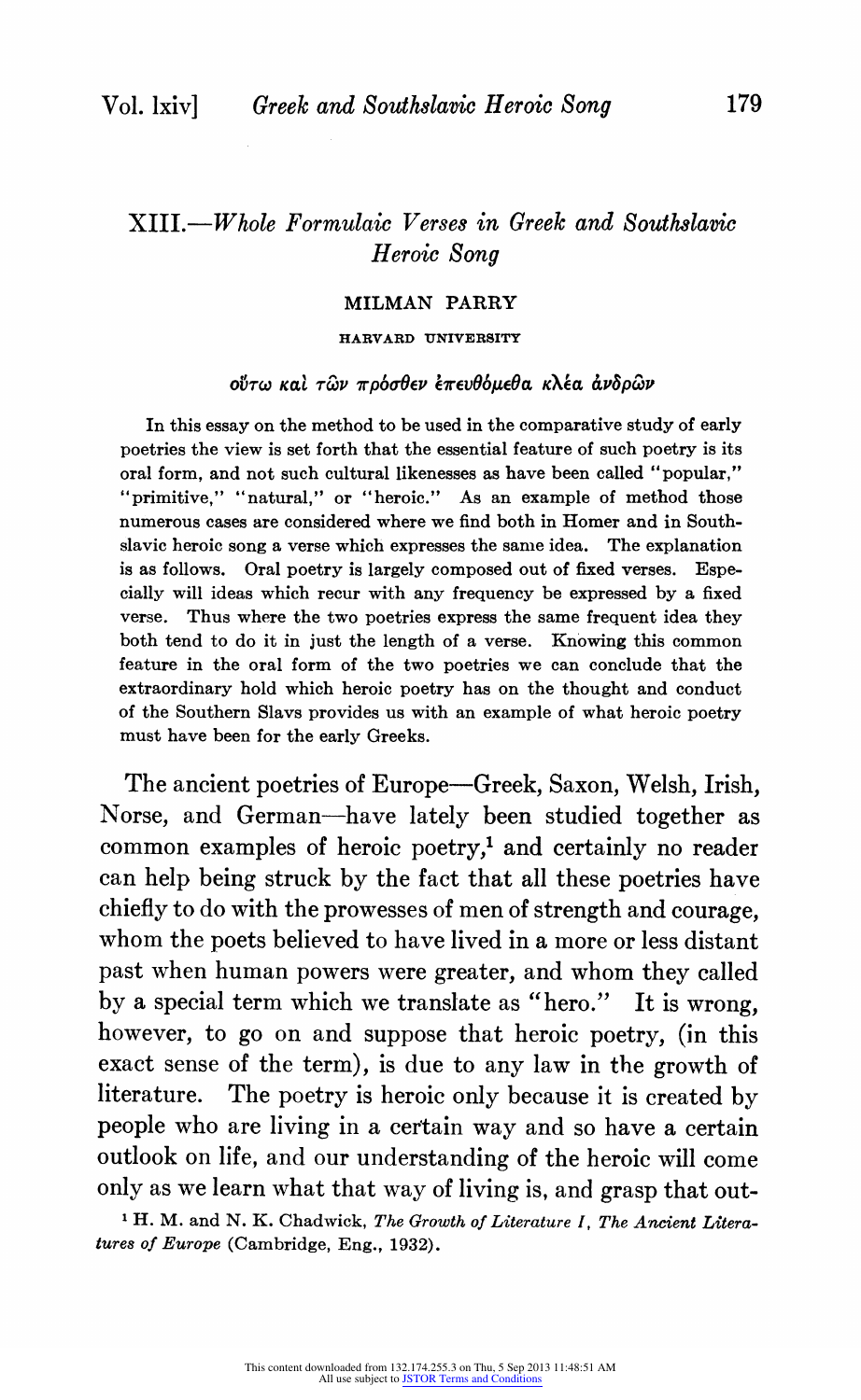# XIII.—*Whole Formulaic Verses in Greek and Southslavic Heroic Song*

MILMAN PARRY

HARVARD UNIVERSITY

οὕτω καὶ τῶν πρόσθεν ἐπευθόμεθα κλέα ἀνδρῶν

In this essay on the method to be used in the comparative study of early poetries the view is set forth that the essential feature of such poetry is its oral form, and not such cultural likenesses as have been called "popular," "primitive," "natural," or "heroic." As an example of method those numerous cases are considered where we find both in Homer and in Southslavic heroic song a verse which expresses the same idea. The explanation is as follows. Oral poetry is largely composed out of fixed verses. Especially will ideas which recur with any frequency be expressed by a fixed verse. Thus where the two poetries express the same frequent idea they both tend to do it in just the length of a verse. Knowing this common feature in the oral form of the two poetries we can conclude that the extraordinary hold which heroic poetry has on the thought and conduct of the Southern Slavs provides us with an example of what heroic poetry must have been for the early Greeks.

The ancient poetries of Europe—Greek, Saxon, Welsh, Irish, Norse, and German—have lately been studied together as common examples of heroic poetry,[1] and certainly no reader can help being struck by the fact that all these poetries have chiefly to do with the prowesses of men of strength and courage, whom the poets believed to have lived in a more or less distant past when human powers were greater, and whom they called by a special term which we translate as "hero." It is wrong, however, to go on and suppose that heroic poetry, (in this exact sense of the term), is due to any law in the growth of literature. The poetry is heroic only because it is created by people who are living in a certain way and so have a certain outlook on life, and our understanding of the heroic will come only as we learn what that way of living is, and grasp that out-

[1] H. M. and N. K. Chadwick, *The Growth of Literature I, The Ancient Literatures of Europe* (Cambridge, Eng., 1932).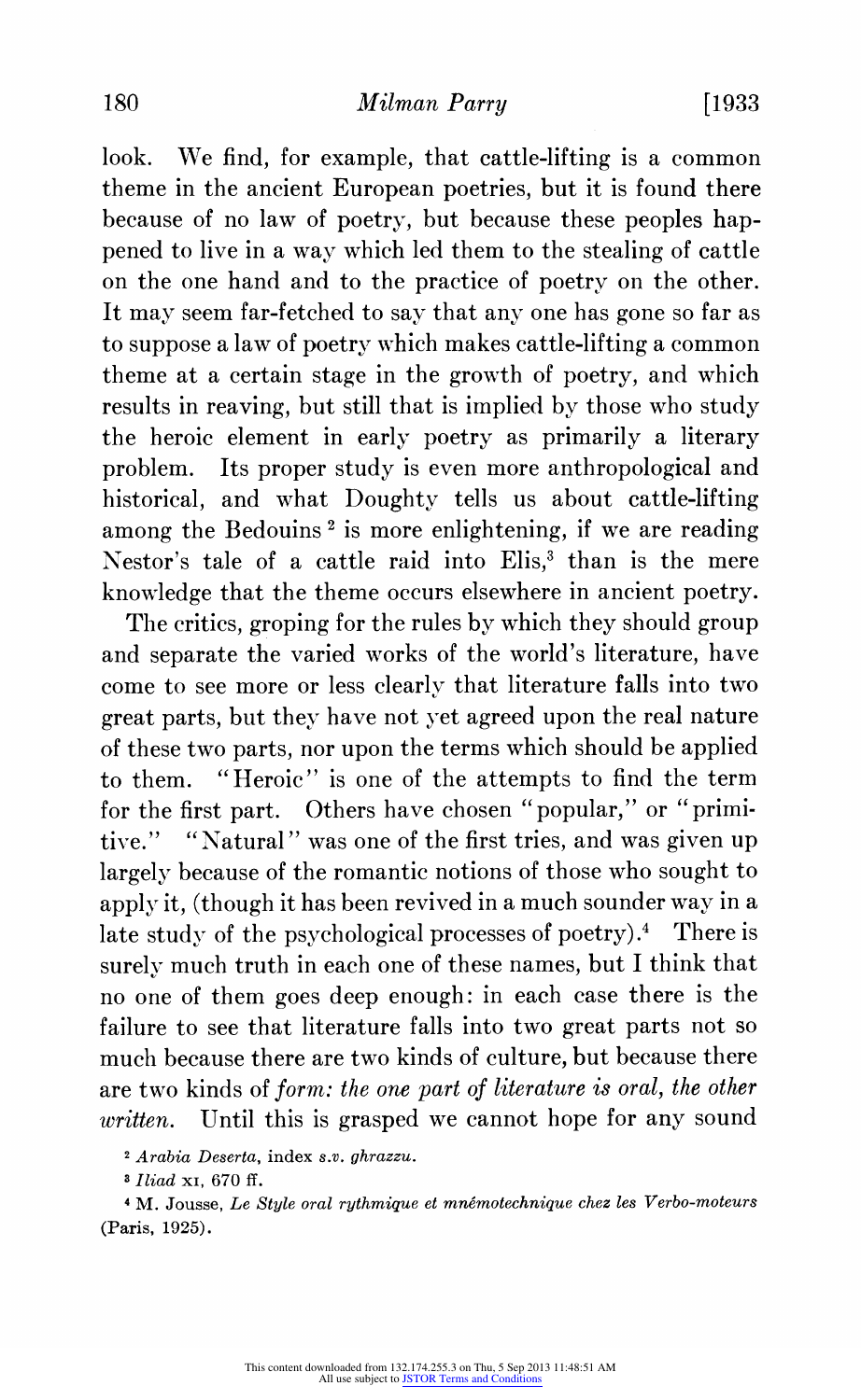look. We find, for example, that cattle-lifting is a common theme in the ancient European poetries, but it is found there because of no law of poetry, but because these peoples happened to live in a way which led them to the stealing of cattle on the one hand and to the practice of poetry on the other. It may seem far-fetched to say that any one has gone so far as to suppose a law of poetry which makes cattle-lifting a common theme at a certain stage in the growth of poetry, and which results in reaving, but still that is implied by those who study the heroic element in early poetry as primarily a literary problem. Its proper study is even more anthropological and historical, and what Doughty tells us about cattle-lifting among the Bedouins [2] is more enlightening, if we are reading Nestor's tale of a cattle raid into Elis,[3] than is the mere knowledge that the theme occurs elsewhere in ancient poetry.

The critics, groping for the rules by which they should group and separate the varied works of the world's literature, have come to see more or less clearly that literature falls into two great parts, but they have not yet agreed upon the real nature of these two parts, nor upon the terms which should be applied to them. "Heroic" is one of the attempts to find the term for the first part. Others have chosen "popular," or "primitive." "Natural" was one of the first tries, and was given up largely because of the romantic notions of those who sought to apply it, (though it has been revived in a much sounder way in a late study of the psychological processes of poetry).[4] There is surely much truth in each one of these names, but I think that no one of them goes deep enough: in each case there is the failure to see that literature falls into two great parts not so much because there are two kinds of culture, but because there are two kinds of *form: the one part of literature is oral, the other written.* Until this is grasped we cannot hope for any sound

[2] *Arabia Deserta*, index *s.v. ghrazzu.*

[3] *Iliad* XI, 670 ff.

[4] M. Jousse, *Le Style oral rythmique et mnémotechnique chez les Verbo-moteurs* (Paris, 1925).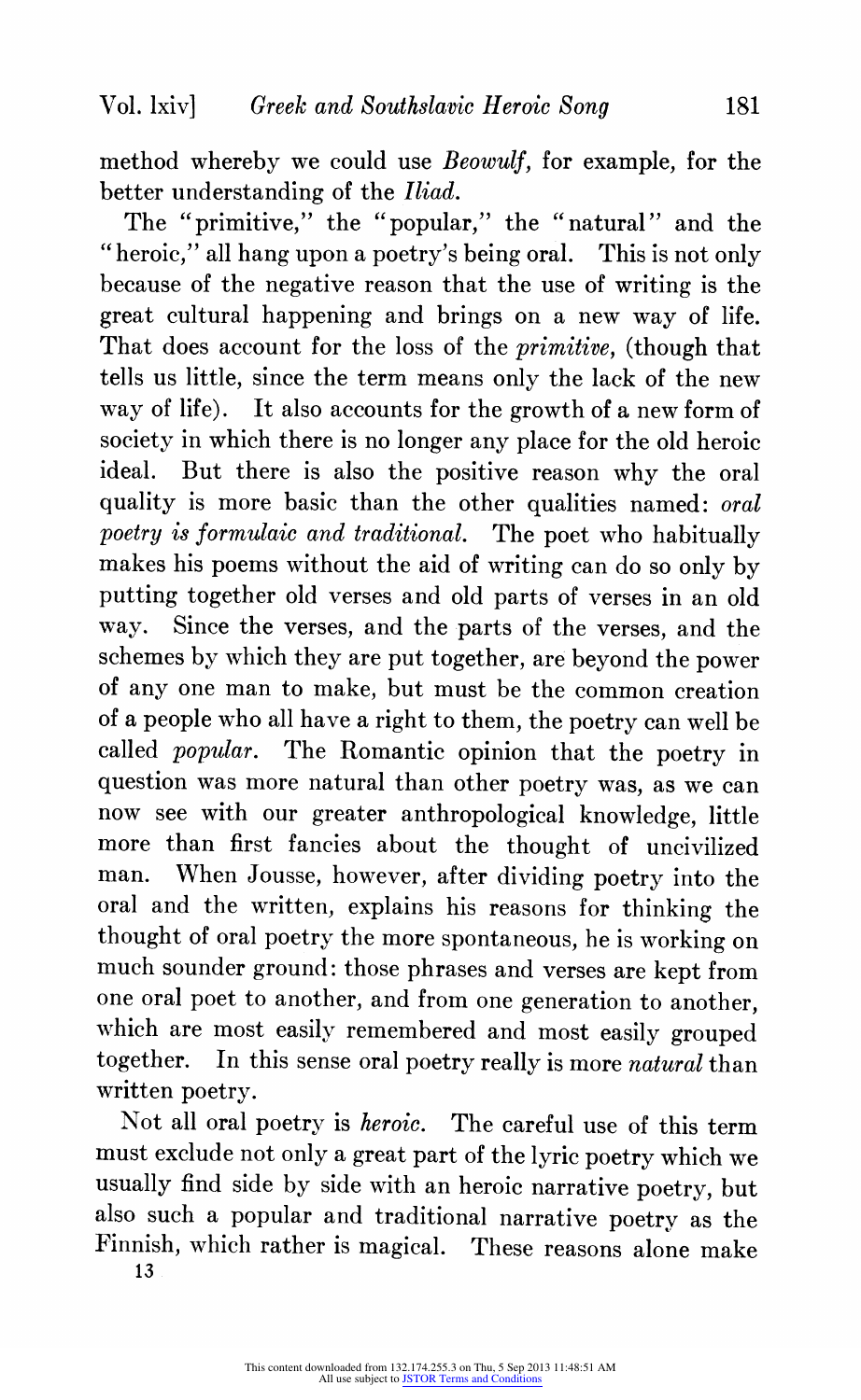method whereby we could use *Beowulf*, for example, for the better understanding of the *Iliad*.

The "primitive," the "popular," the "natural" and the "heroic," all hang upon a poetry's being oral. This is not only because of the negative reason that the use of writing is the great cultural happening and brings on a new way of life. That does account for the loss of the *primitive*, (though that tells us little, since the term means only the lack of the new way of life). It also accounts for the growth of a new form of society in which there is no longer any place for the old heroic ideal. But there is also the positive reason why the oral quality is more basic than the other qualities named: *oral poetry is formulaic and traditional.* The poet who habitually makes his poems without the aid of writing can do so only by putting together old verses and old parts of verses in an old way. Since the verses, and the parts of the verses, and the schemes by which they are put together, are beyond the power of any one man to make, but must be the common creation of a people who all have a right to them, the poetry can well be called *popular*. The Romantic opinion that the poetry in question was more natural than other poetry was, as we can now see with our greater anthropological knowledge, little more than first fancies about the thought of uncivilized man. When Jousse, however, after dividing poetry into the oral and the written, explains his reasons for thinking the thought of oral poetry the more spontaneous, he is working on much sounder ground: those phrases and verses are kept from one oral poet to another, and from one generation to another, which are most easily remembered and most easily grouped together. In this sense oral poetry really is more *natural* than written poetry.

Not all oral poetry is *heroic*. The careful use of this term must exclude not only a great part of the lyric poetry which we usually find side by side with an heroic narrative poetry, but also such a popular and traditional narrative poetry as the Finnish, which rather is magical. These reasons alone make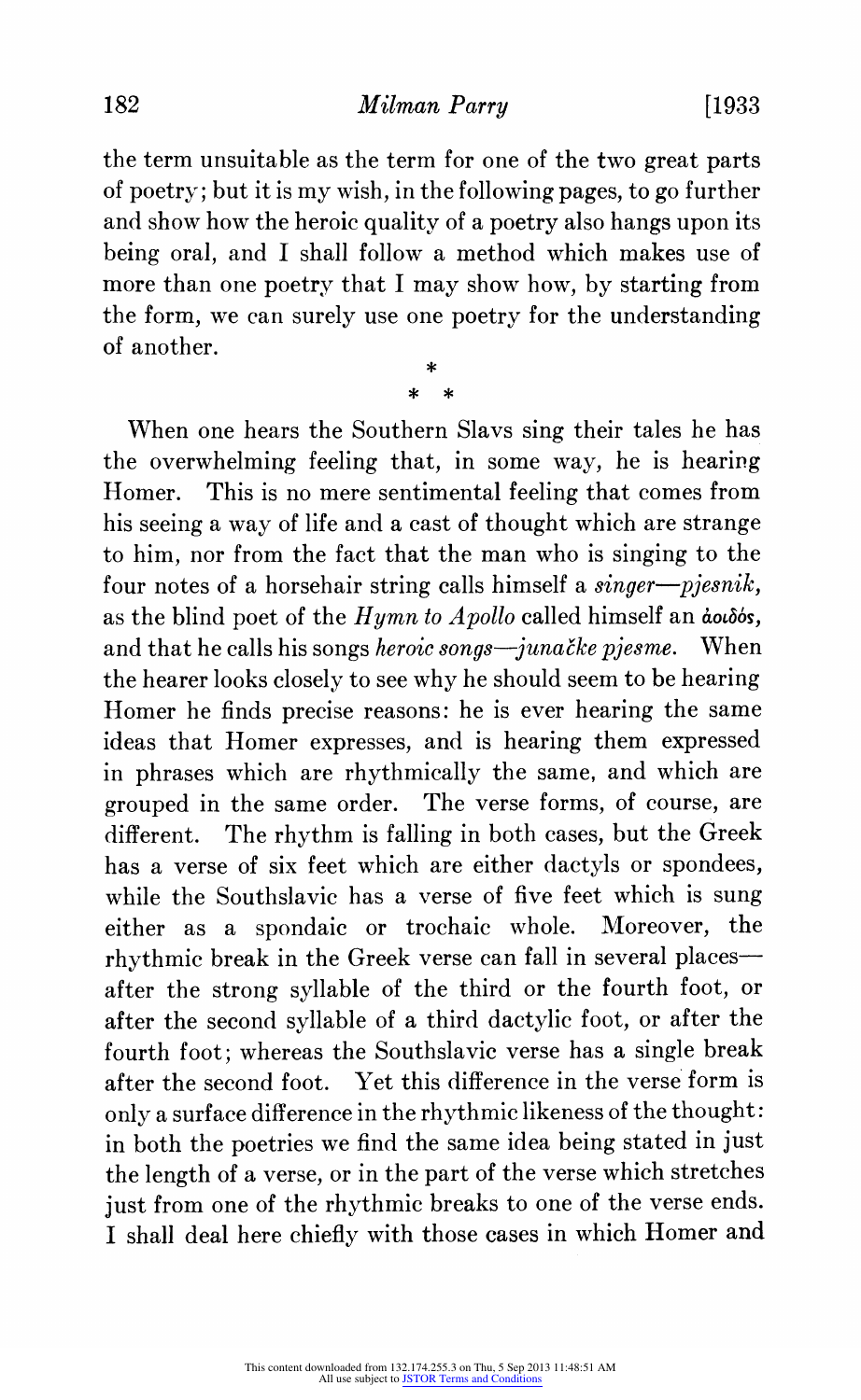the term unsuitable as the term for one of the two great parts of poetry; but it is my wish, in the following pages, to go further and show how the heroic quality of a poetry also hangs upon its being oral, and I shall follow a method which makes use of more than one poetry that I may show how, by starting from the form, we can surely use one poetry for the understanding of another.

\*
\* \*

When one hears the Southern Slavs sing their tales he has the overwhelming feeling that, in some way, he is hearing Homer. This is no mere sentimental feeling that comes from his seeing a way of life and a cast of thought which are strange to him, nor from the fact that the man who is singing to the four notes of a horsehair string calls himself a *singer—pjesnik*, as the blind poet of the *Hymn to Apollo* called himself an **ἀοιδός**, and that he calls his songs *heroic songs—junačke pjesme*. When the hearer looks closely to see why he should seem to be hearing Homer he finds precise reasons: he is ever hearing the same ideas that Homer expresses, and is hearing them expressed in phrases which are rhythmically the same, and which are grouped in the same order. The verse forms, of course, are different. The rhythm is falling in both cases, but the Greek has a verse of six feet which are either dactyls or spondees, while the Southslavic has a verse of five feet which is sung either as a spondaic or trochaic whole. Moreover, the rhythmic break in the Greek verse can fall in several places—after the strong syllable of the third or the fourth foot, or after the second syllable of a third dactylic foot, or after the fourth foot; whereas the Southslavic verse has a single break after the second foot. Yet this difference in the verse form is only a surface difference in the rhythmic likeness of the thought: in both the poetries we find the same idea being stated in just the length of a verse, or in the part of the verse which stretches just from one of the rhythmic breaks to one of the verse ends. I shall deal here chiefly with those cases in which Homer and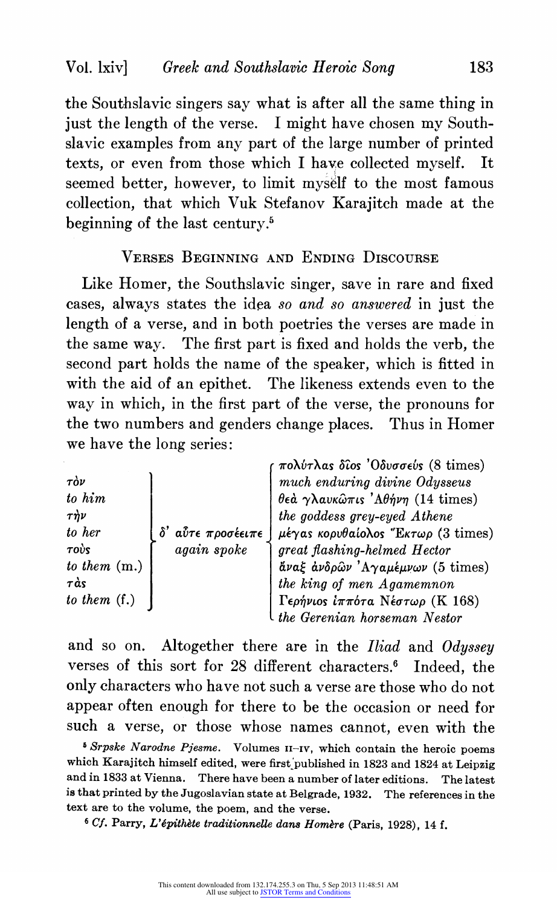the Southslavic singers say what is after all the same thing in just the length of the verse. I might have chosen my Southslavic examples from any part of the large number of printed texts, or even from those which I have collected myself. It seemed better, however, to limit myself to the most famous collection, that which Vuk Stefanov Karajitch made at the beginning of the last century.[5]

## Verses Beginning and Ending Discourse

Like Homer, the Southslavic singer, save in rare and fixed cases, always states the idea *so and so answered* in just the length of a verse, and in both poetries the verses are made in the same way. The first part is fixed and holds the verb, the second part holds the name of the speaker, which is fitted in with the aid of an epithet. The likeness extends even to the way in which, in the first part of the verse, the pronouns for the two numbers and genders change places. Thus in Homer we have the long series:

| | | |
|---|---|---|
| *τὸν* / *to him* | *δ' αὖτε προσέειπε* / *again spoke* | *πολύτλας δῖος Ὀδυσσεύς* (8 times) / *much enduring divine Odysseus* |
| *τήν* / *to her* | | *θεὰ γλαυκῶπις Ἀθήνη* (14 times) / *the goddess grey-eyed Athene* |
| *τοὺς* / *to them* (m.) | | *μέγας κορυθαίολος Ἕκτωρ* (3 times) / *great flashing-helmed Hector* |
| *τὰς* / *to them* (f.) | | *ἄναξ ἀνδρῶν Ἀγαμέμνων* (5 times) / *the king of men Agamemnon* |
| | | *Γερήνιος ἱππότα Νέστωρ* (K 168) / *the Gerenian horseman Nestor* |

and so on. Altogether there are in the *Iliad* and *Odyssey* verses of this sort for 28 different characters.[6] Indeed, the only characters who have not such a verse are those who do not appear often enough for there to be the occasion or need for such a verse, or those whose names cannot, even with the

[5] *Srpske Narodne Pjesme*. Volumes II–IV, which contain the heroic poems which Karajitch himself edited, were first published in 1823 and 1824 at Leipzig and in 1833 at Vienna. There have been a number of later editions. The latest is that printed by the Jugoslavian state at Belgrade, 1932. The references in the text are to the volume, the poem, and the verse.

[6] *Cf.* Parry, *L'épithète traditionnelle dans Homère* (Paris, 1928), 14 f.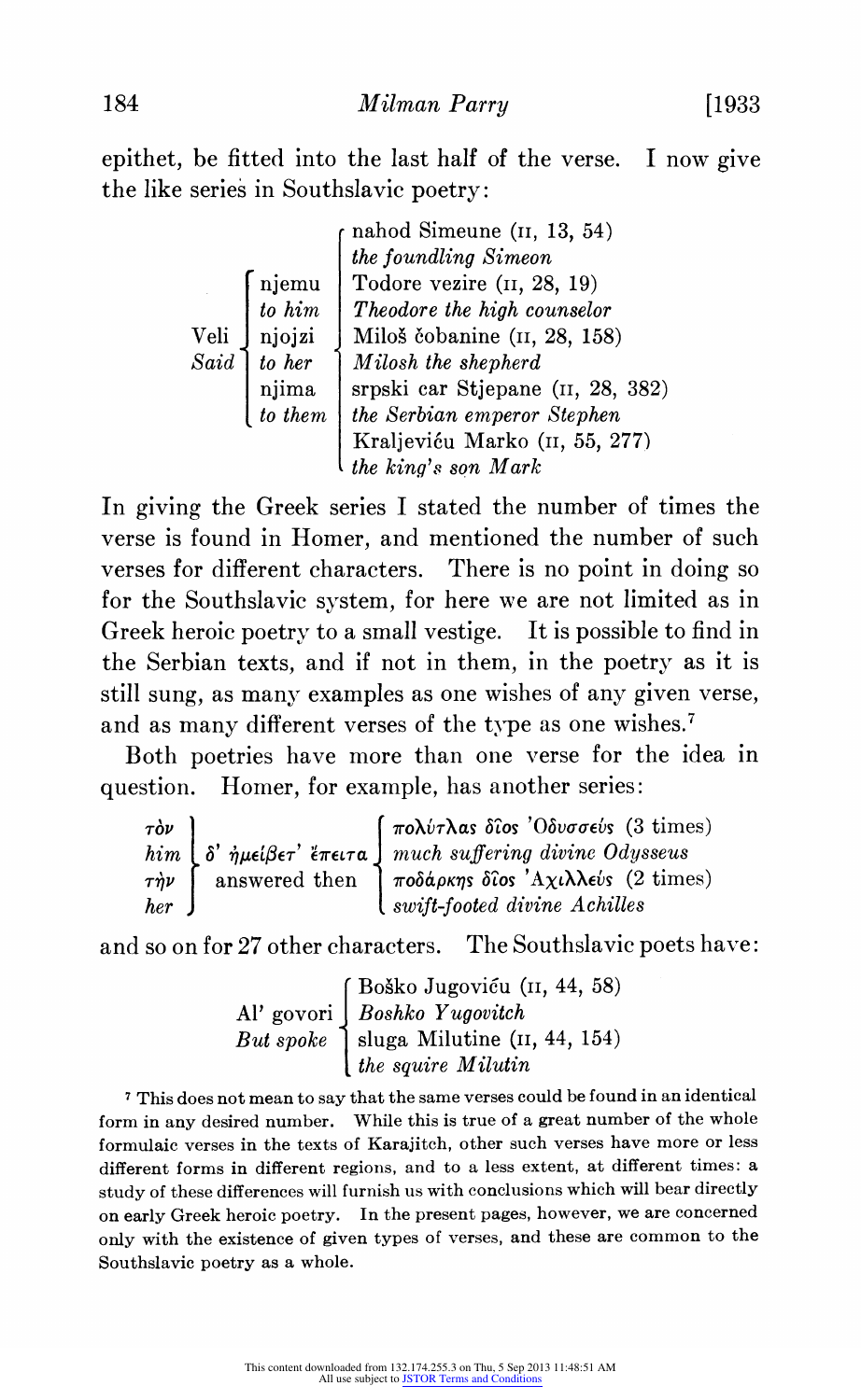epithet, be fitted into the last half of the verse. I now give the like series in Southslavic poetry:

Veli / *Said* — njemu / *to him*, njojzi / *to her*, njima / *to them* —

nahod Simeune (II, 13, 54)
*the foundling Simeon*
Todore vezire (II, 28, 19)
*Theodore the high counselor*
Miloš čobanine (II, 28, 158)
*Milosh the shepherd*
srpski car Stjepane (II, 28, 382)
*the Serbian emperor Stephen*
Kraljeviću Marko (II, 55, 277)
*the king's son Mark*

In giving the Greek series I stated the number of times the verse is found in Homer, and mentioned the number of such verses for different characters. There is no point in doing so for the Southslavic system, for here we are not limited as in Greek heroic poetry to a small vestige. It is possible to find in the Serbian texts, and if not in them, in the poetry as it is still sung, as many examples as one wishes of any given verse, and as many different verses of the type as one wishes.[7]

Both poetries have more than one verse for the idea in question. Homer, for example, has another series:

τὸν / *him*, τὴν / *her* — δ' ἠμείβετ' ἔπειτα / answered then —

πολύτλας δῖος Ὀδυσσεύς (3 times)
*much suffering divine Odysseus*
ποδάρκης δῖος Ἀχιλλεύς (2 times)
*swift-footed divine Achilles*

and so on for 27 other characters. The Southslavic poets have:

Al' govori / *But spoke* —

Boško Jugoviću (II, 44, 58)
*Boshko Yugovitch*
sluga Milutine (II, 44, 154)
*the squire Milutin*

[7] This does not mean to say that the same verses could be found in an identical form in any desired number. While this is true of a great number of the whole formulaic verses in the texts of Karajitch, other such verses have more or less different forms in different regions, and to a less extent, at different times: a study of these differences will furnish us with conclusions which will bear directly on early Greek heroic poetry. In the present pages, however, we are concerned only with the existence of given types of verses, and these are common to the Southslavic poetry as a whole.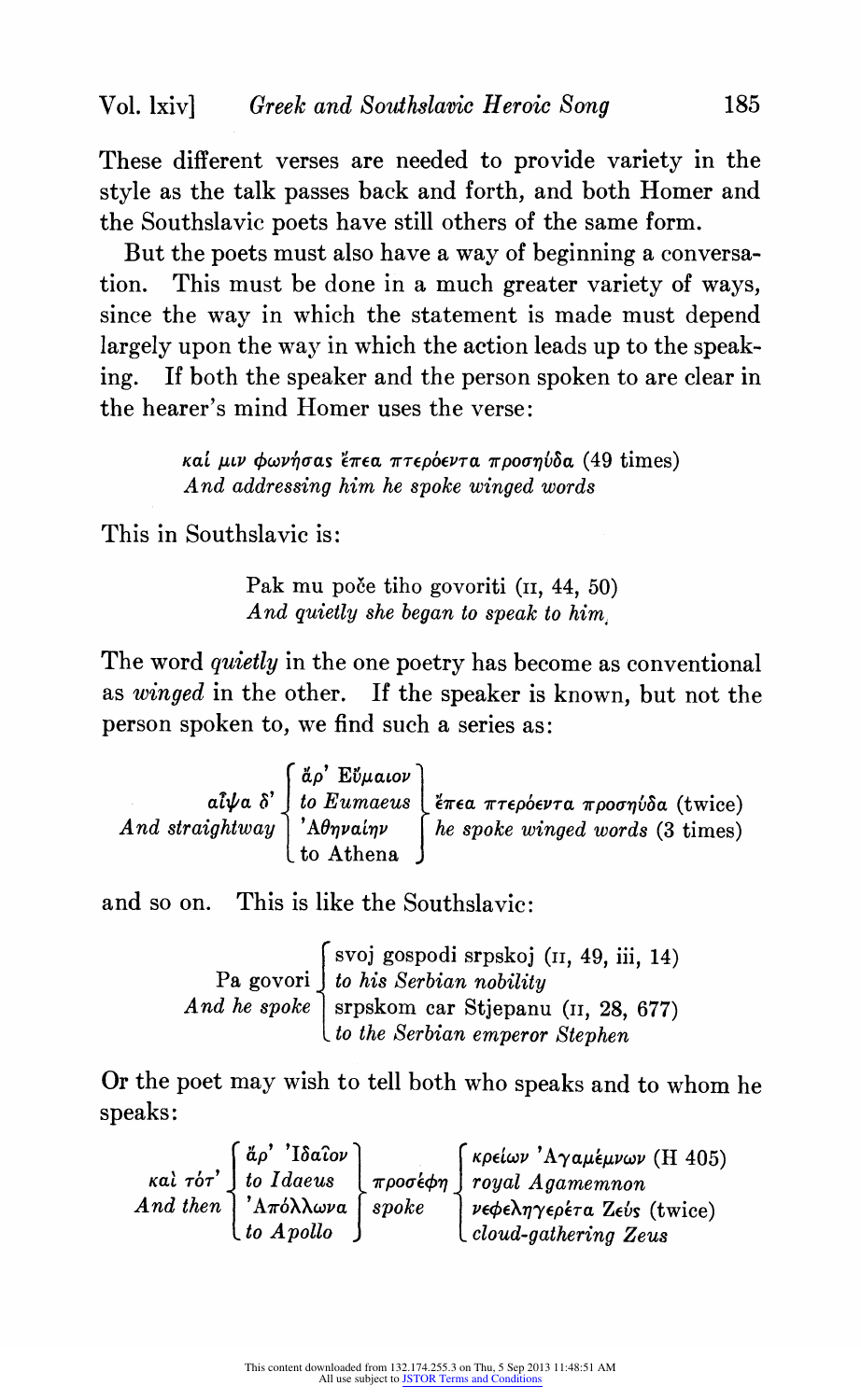These different verses are needed to provide variety in the style as the talk passes back and forth, and both Homer and the Southslavic poets have still others of the same form.

But the poets must also have a way of beginning a conversation. This must be done in a much greater variety of ways, since the way in which the statement is made must depend largely upon the way in which the action leads up to the speaking. If both the speaker and the person spoken to are clear in the hearer's mind Homer uses the verse:

> καί μιν φωνήσας ἔπεα πτερόεντα προσηύδα (49 times)
> *And addressing him he spoke winged words*

This in Southslavic is:

> Pak mu poče tiho govoriti (II, 44, 50)
> *And quietly she began to speak to him.*

The word *quietly* in the one poetry has become as conventional as *winged* in the other. If the speaker is known, but not the person spoken to, we find such a series as:

> αἶψα δ' { ἄρ' Εὔμαιον / *to Eumaeus* | Ἀθηναίην / to Athena } ἔπεα πτερόεντα προσηύδα (twice)
> *And straightway* { ... } *he spoke winged words* (3 times)

and so on. This is like the Southslavic:

> Pa govori { svoj gospodi srpskoj (II, 49, iii, 14) / *to his Serbian nobility* | srpskom car Stjepanu (II, 28, 677) / *to the Serbian emperor Stephen* }
> *And he spoke* { ... }

Or the poet may wish to tell both who speaks and to whom he speaks:

> καὶ τότ' { ἄρ' Ἰδαῖον / *to Idaeus* | Ἀπόλλωνα / *to Apollo* } προσέφη { κρείων Ἀγαμέμνων (H 405) / *royal Agamemnon* | νεφεληγερέτα Ζεύς (twice) / *cloud-gathering Zeus* }
> *And then* { ... } *spoke* { ... }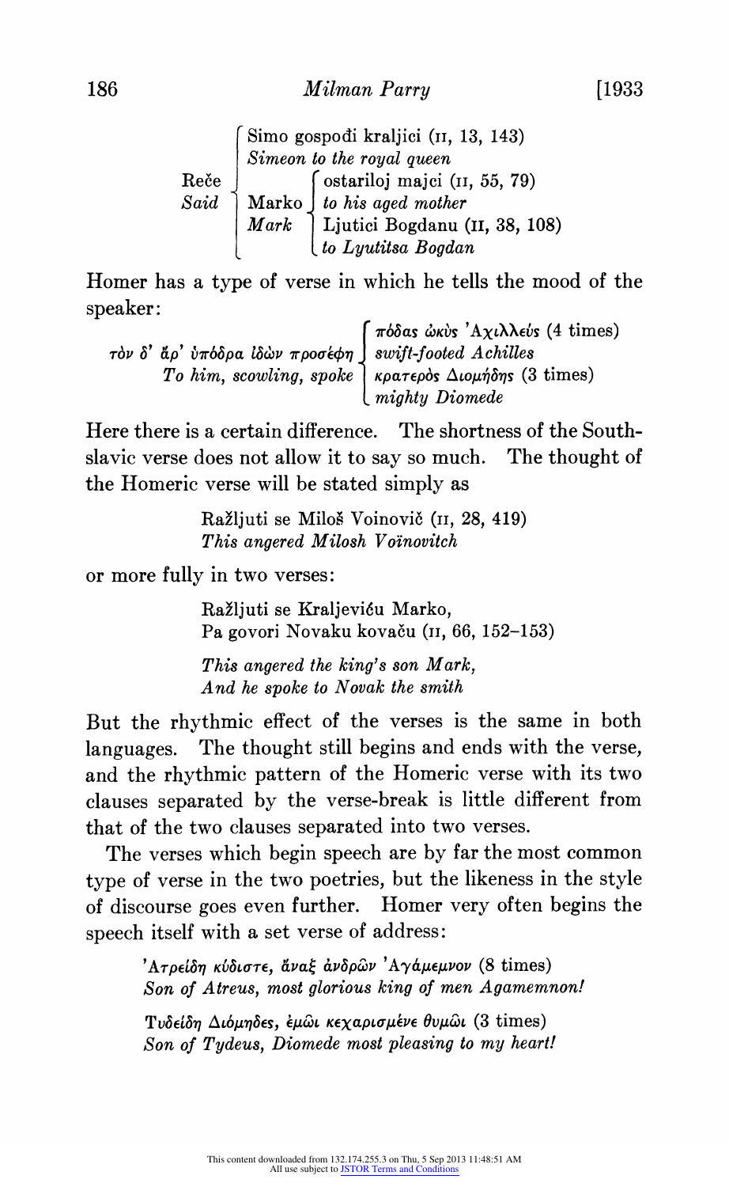Reče / *Said*

- Simo gospođi kraljici (II, 13, 143) / *Simeon to the royal queen*
- Marko / *Mark*
  - ostariloj majci (II, 55, 79) / *to his aged mother*
  - Ljutici Bogdanu (II, 38, 108) / *to Lyutitsa Bogdan*

Homer has a type of verse in which he tells the mood of the speaker:

τὸν δ' ἄρ' ὑπόδρα ἰδὼν προσέφη / *To him, scowling, spoke*

- πόδας ὠκὺς Ἀχιλλεύς (4 times) / *swift-footed Achilles*
- κρατερὸς Διομήδης (3 times) / *mighty Diomede*

Here there is a certain difference. The shortness of the South-slavic verse does not allow it to say so much. The thought of the Homeric verse will be stated simply as

> Ražljuti se Miloš Voinovič (II, 28, 419)
> *This angered Milosh Voïnovitch*

or more fully in two verses:

> Ražljuti se Kraljeviću Marko,
> Pa govori Novaku kovaču (II, 66, 152–153)
>
> *This angered the king's son Mark,*
> *And he spoke to Novak the smith*

But the rhythmic effect of the verses is the same in both languages. The thought still begins and ends with the verse, and the rhythmic pattern of the Homeric verse with its two clauses separated by the verse-break is little different from that of the two clauses separated into two verses.

The verses which begin speech are by far the most common type of verse in the two poetries, but the likeness in the style of discourse goes even further. Homer very often begins the speech itself with a set verse of address:

> Ἀτρεΐδη κύδιστε, ἄναξ ἀνδρῶν Ἀγάμεμνον (8 times)
> *Son of Atreus, most glorious king of men Agamemnon!*
>
> Τυδεΐδη Διόμηδες, ἐμῶι κεχαρισμένε θυμῶι (3 times)
> *Son of Tydeus, Diomede most pleasing to my heart!*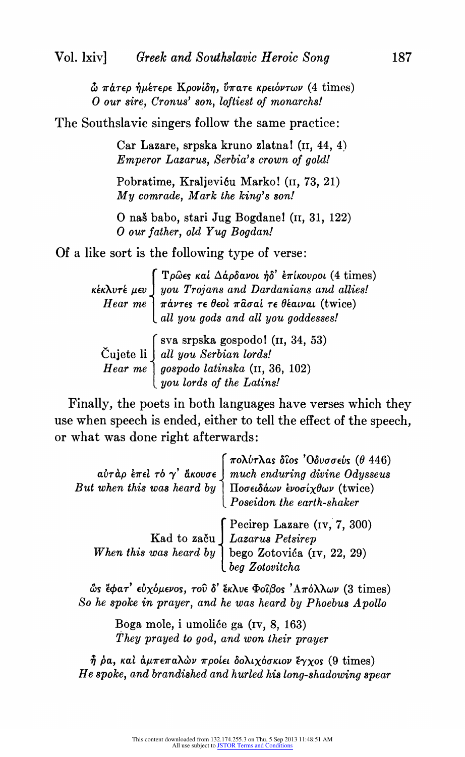ὦ πάτερ ἡμέτερε Κρονίδη, ὕπατε κρειόντων (4 times)
*O our sire, Cronus' son, loftiest of monarchs!*

The Southslavic singers follow the same practice:

Car Lazare, srpska kruno zlatna! (II, 44, 4)
*Emperor Lazarus, Serbia's crown of gold!*

Pobratime, Kraljeviću Marko! (II, 73, 21)
*My comrade, Mark the king's son!*

O naš babo, stari Jug Bogdane! (II, 31, 122)
*O our father, old Yug Bogdan!*

Of a like sort is the following type of verse:

κέκλυτέ μευ / *Hear me* { Τρῶες καὶ Δάρδανοι ἠδ' ἐπίκουροι (4 times) / *you Trojans and Dardanians and allies!* / πάντες τε θεοὶ πᾶσαί τε θέαιναι (twice) / *all you gods and all you goddesses!* }

Čujete li / *Hear me* { sva srpska gospodo! (II, 34, 53) / *all you Serbian lords!* / gospodo latinska (II, 36, 102) / *you lords of the Latins!* }

Finally, the poets in both languages have verses which they use when speech is ended, either to tell the effect of the speech, or what was done right afterwards:

αὐτὰρ ἐπεὶ τό γ' ἄκουσε / *But when this was heard by* { πολύτλας δῖος Ὀδυσσεύς (θ 446) / *much enduring divine Odysseus* / Ποσειδάων ἐνοσίχθων (twice) / *Poseidon the earth-shaker* }

Kad to začu / *When this was heard by* { Pecirep Lazare (IV, 7, 300) / *Lazarus Petsirep* / bego Zotovića (IV, 22, 29) / *beg Zotovitcha* }

ὣς ἔφατ' εὐχόμενος, τοῦ δ' ἔκλυε Φοῖβος Ἀπόλλων (3 times)
*So he spoke in prayer, and he was heard by Phoebus Apollo*

Boga mole, i umoliće ga (IV, 8, 163)
*They prayed to god, and won their prayer*

ἦ ῥα, καὶ ἀμπεπαλὼν προΐει δολιχόσκιον ἔγχος (9 times)
*He spoke, and brandished and hurled his long-shadowing spear*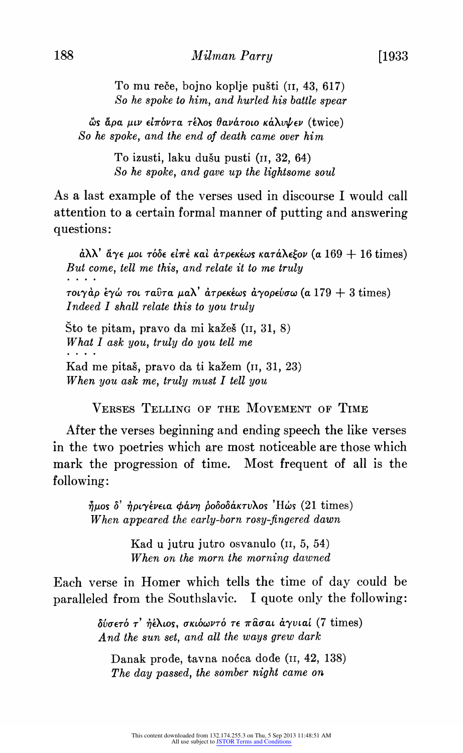To mu reče, bojno koplje pušti (II, 43, 617)
*So he spoke to him, and hurled his battle spear*

ὣς ἄρα μιν εἰπόντα τέλος θανάτοιο κάλυψεν (twice)
*So he spoke, and the end of death came over him*

To izusti, laku dušu pusti (II, 32, 64)
*So he spoke, and gave up the lightsome soul*

As a last example of the verses used in discourse I would call attention to a certain formal manner of putting and answering questions:

ἀλλ' ἄγε μοι τόδε εἰπὲ καὶ ἀτρεκέως κατάλεξον (α 169 + 16 times)
*But come, tell me this, and relate it to me truly*
. . . .
τοιγὰρ ἐγώ τοι ταῦτα μαλ' ἀτρεκέως ἀγορεύσω (α 179 + 3 times)
*Indeed I shall relate this to you truly*

Što te pitam, pravo da mi kažeš (II, 31, 8)
*What I ask you, truly do you tell me*
. . . .
Kad me pitaš, pravo da ti kažem (II, 31, 23)
*When you ask me, truly must I tell you*

## Verses Telling of the Movement of Time

After the verses beginning and ending speech the like verses in the two poetries which are most noticeable are those which mark the progression of time. Most frequent of all is the following:

ἦμος δ' ἠριγένεια φάνη ῥοδοδάκτυλος Ἠώς (21 times)
*When appeared the early-born rosy-fingered dawn*

Kad u jutru jutro osvanulo (II, 5, 54)
*When on the morn the morning dawned*

Each verse in Homer which tells the time of day could be paralleled from the Southslavic. I quote only the following:

δύσετό τ' ἠέλιος, σκιόωντό τε πᾶσαι ἀγυιαί (7 times)
*And the sun set, and all the ways grew dark*

Danak prođe, tavna noćca dođe (II, 42, 138)
*The day passed, the somber night came on*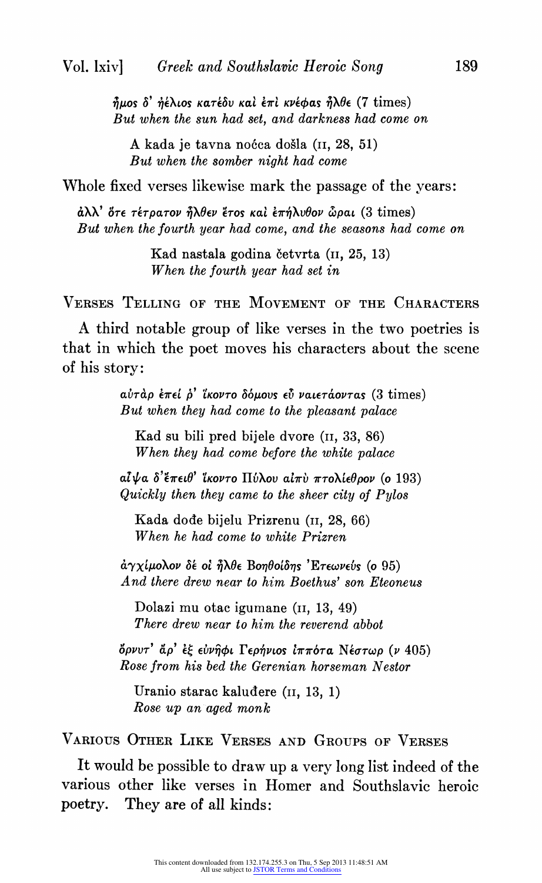ἦμος δ' ἠέλιος κατέδυ καὶ ἐπὶ κνέφας ἦλθε (7 times)
*But when the sun had set, and darkness had come on*

A kada je tavna noćca došla (II, 28, 51)
*But when the somber night had come*

Whole fixed verses likewise mark the passage of the years:

ἀλλ' ὅτε τέτρατον ἦλθεν ἔτος καὶ ἐπήλυθον ὧραι (3 times)
*But when the fourth year had come, and the seasons had come on*

Kad nastala godina četvrta (II, 25, 13)
*When the fourth year had set in*

## Verses Telling of the Movement of the Characters

A third notable group of like verses in the two poetries is that in which the poet moves his characters about the scene of his story:

αὐτὰρ ἐπεί ῥ' ἵκοντο δόμους εὖ ναιετάοντας (3 times)
*But when they had come to the pleasant palace*

Kad su bili pred bijele dvore (II, 33, 86)
*When they had come before the white palace*

αἶψα δ' ἔπειθ' ἵκοντο Πύλου αἰπὺ πτολίεθρον (ο 193)
*Quickly then they came to the sheer city of Pylos*

Kada dođe bijelu Prizrenu (II, 28, 66)
*When he had come to white Prizren*

ἀγχίμολον δέ οἱ ἦλθε Βοηθοΐδης Ἐτεωνεύς (ο 95)
*And there drew near to him Boethus' son Eteoneus*

Dolazi mu otac igumane (II, 13, 49)
*There drew near to him the reverend abbot*

ὄρνυτ' ἄρ' ἐξ εὐνῆφι Γερήνιος ἱππότα Νέστωρ (γ 405)
*Rose from his bed the Gerenian horseman Nestor*

Uranio starac kaluđere (II, 13, 1)
*Rose up an aged monk*

## Various Other Like Verses and Groups of Verses

It would be possible to draw up a very long list indeed of the various other like verses in Homer and Southslavic heroic poetry. They are of all kinds: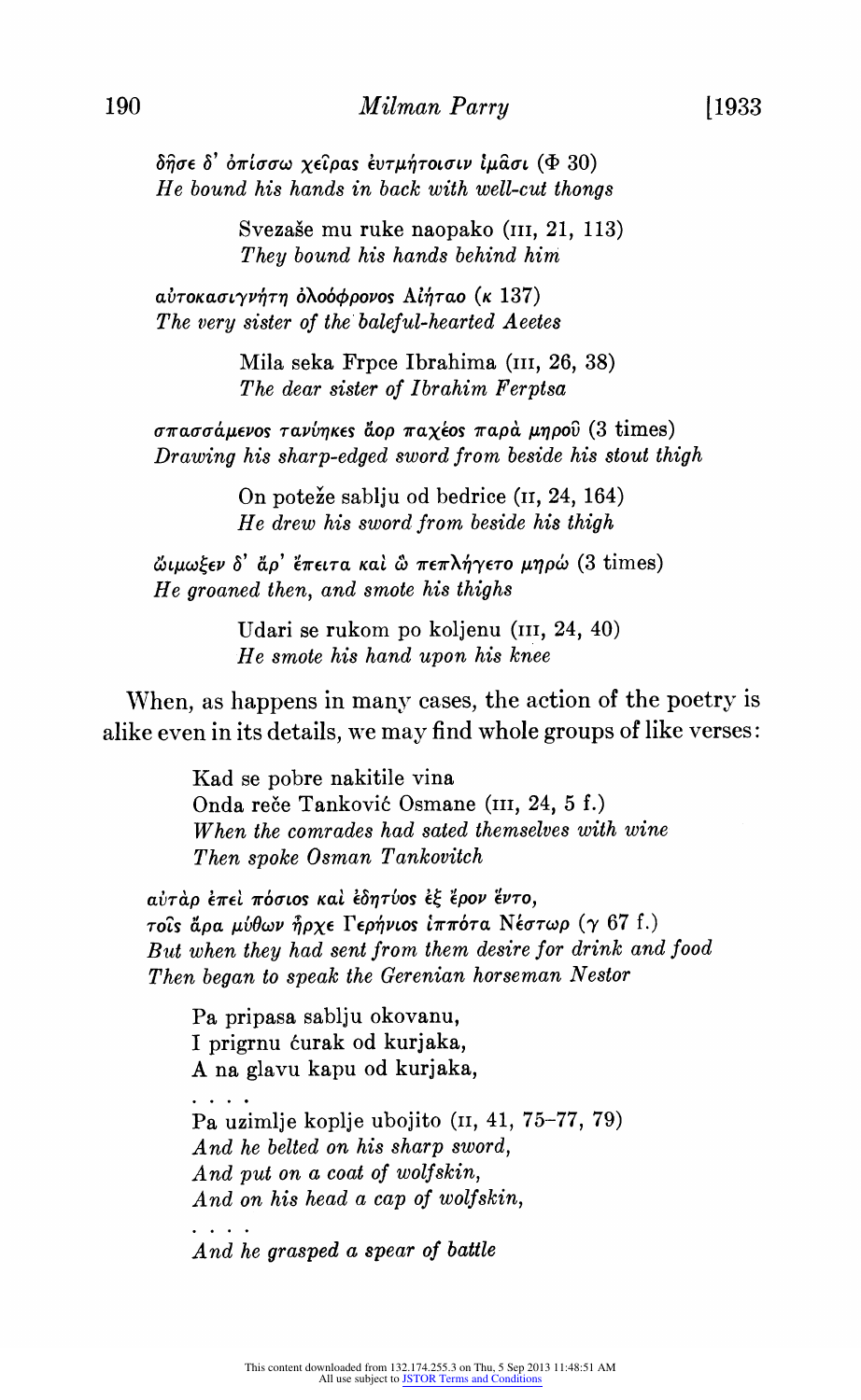δῆσε δ' ὀπίσσω χεῖρας ἐυτμήτοισιν ἱμᾶσι (Φ 30)
*He bound his hands in back with well-cut thongs*

> Svezaše mu ruke naopako (III, 21, 113)
> *They bound his hands behind him*

αὐτοκασιγνήτη ὀλοόφρονος Αἰήταο (κ 137)
*The very sister of the baleful-hearted Aeetes*

> Mila seka Frpce Ibrahima (III, 26, 38)
> *The dear sister of Ibrahim Ferptsa*

σπασσάμενος τανύηκες ἄορ παχέος παρὰ μηροῦ (3 times)
*Drawing his sharp-edged sword from beside his stout thigh*

> On poteže sablju od bedrice (II, 24, 164)
> *He drew his sword from beside his thigh*

ᾤμωξεν δ' ἄρ' ἔπειτα καὶ ὣ πεπλήγετο μηρώ (3 times)
*He groaned then, and smote his thighs*

> Udari se rukom po koljenu (III, 24, 40)
> *He smote his hand upon his knee*

When, as happens in many cases, the action of the poetry is alike even in its details, we may find whole groups of like verses:

> Kad se pobre nakitile vina
> Onda reče Tanković Osmane (III, 24, 5 f.)
> *When the comrades had sated themselves with wine*
> *Then spoke Osman Tankovitch*

αὐτὰρ ἐπεὶ πόσιος καὶ ἐδητύος ἐξ ἔρον ἕντο,
τοῖς ἄρα μύθων ἦρχε Γερήνιος ἱππότα Νέστωρ (γ 67 f.)
*But when they had sent from them desire for drink and food*
*Then began to speak the Gerenian horseman Nestor*

> Pa pripasa sablju okovanu,
> I prigrnu ćurak od kurjaka,
> A na glavu kapu od kurjaka,
> . . . .
> Pa uzimlje koplje ubojito (II, 41, 75–77, 79)
> *And he belted on his sharp sword,*
> *And put on a coat of wolfskin,*
> *And on his head a cap of wolfskin,*
> . . . .
> *And he grasped a spear of battle*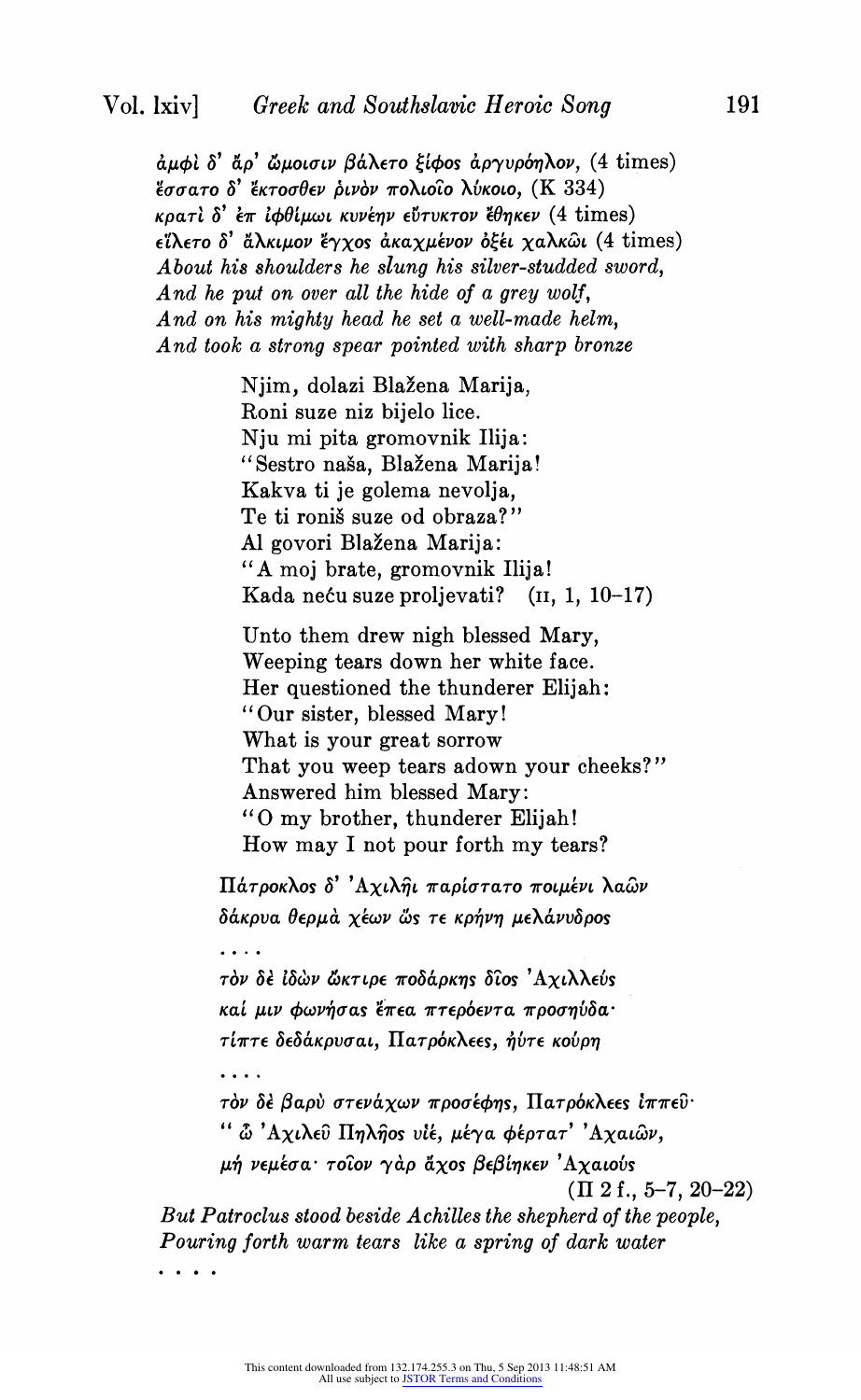ἀμφὶ δ' ἄρ' ὤμοισιν βάλετο ξίφος ἀργυρόηλον, (4 times)
ἕσσατο δ' ἔκτοσθεν ῥινὸν πολιοῖο λύκοιο, (K 334)
κρατὶ δ' ἐπ' ἰφθίμωι κυνέην εὔτυκτον ἔθηκεν (4 times)
εἵλετο δ' ἄλκιμον ἔγχος ἀκαχμένον ὀξέι χαλκῶι (4 times)
*About his shoulders he slung his silver-studded sword,*
*And he put on over all the hide of a grey wolf,*
*And on his mighty head he set a well-made helm,*
*And took a strong spear pointed with sharp bronze*

> Njim, dolazi Blažena Marija,
> Roni suze niz bijelo lice.
> Nju mi pita gromovnik Ilija:
> "Sestro naša, Blažena Marija!
> Kakva ti je golema nevolja,
> Te ti roniš suze od obraza?"
> Al govori Blažena Marija:
> "A moj brate, gromovnik Ilija!
> Kada neću suze proljevati? (II, 1, 10–17)
>
> Unto them drew nigh blessed Mary,
> Weeping tears down her white face.
> Her questioned the thunderer Elijah:
> "Our sister, blessed Mary!
> What is your great sorrow
> That you weep tears adown your cheeks?"
> Answered him blessed Mary:
> "O my brother, thunderer Elijah!
> How may I not pour forth my tears?

Πάτροκλος δ' Ἀχιλῆι παρίστατο ποιμένι λαῶν
δάκρυα θερμὰ χέων ὥς τε κρήνη μελάνυδρος
. . . .
τὸν δὲ ἰδὼν ὤκτιρε ποδάρκης δῖος Ἀχιλλεύς
καί μιν φωνήσας ἔπεα πτερόεντα προσηύδα·
τίπτε δεδάκρυσαι, Πατρόκλεες, ἠύτε κούρη
. . . .
τὸν δὲ βαρὺ στενάχων προσέφης, Πατρόκλεες ἱππεῦ·
" ὦ Ἀχιλεῦ Πηλῆος υἱέ, μέγα φέρτατ' Ἀχαιῶν,
μὴ νεμέσα· τοῖον γὰρ ἄχος βεβίηκεν Ἀχαιούς
(Π 2 f., 5–7, 20–22)

*But Patroclus stood beside Achilles the shepherd of the people,*
*Pouring forth warm tears like a spring of dark water*
. . . .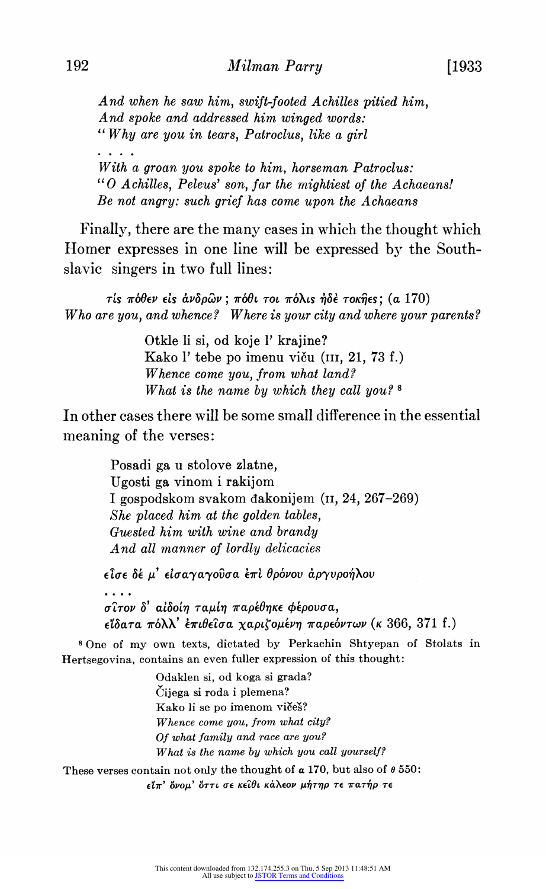*And when he saw him, swift-footed Achilles pitied him,*
*And spoke and addressed him winged words:*
*"Why are you in tears, Patroclus, like a girl*
. . . .
*With a groan you spoke to him, horseman Patroclus:*
*"O Achilles, Peleus' son, far the mightiest of the Achaeans!*
*Be not angry: such grief has come upon the Achaeans*

Finally, there are the many cases in which the thought which Homer expresses in one line will be expressed by the South-slavic singers in two full lines:

τίς πόθεν εἰς ἀνδρῶν; πόθι τοι πόλις ἠδὲ τοκῆες; (α 170)
*Who are you, and whence? Where is your city and where your parents?*

Otkle li si, od koje l' krajine?
Kako l' tebe po imenu viču (III, 21, 73 f.)
*Whence come you, from what land?*
*What is the name by which they call you?* [8]

In other cases there will be some small difference in the essential meaning of the verses:

Posadi ga u stolove zlatne,
Ugosti ga vinom i rakijom
I gospodskom svakom đakonijem (II, 24, 267–269)
*She placed him at the golden tables,*
*Guested him with wine and brandy*
*And all manner of lordly delicacies*

εἶσε δέ μ' εἰσαγαγοῦσα ἐπὶ θρόνου ἀργυροήλου
. . . .
σῖτον δ' αἰδοίη ταμίη παρέθηκε φέρουσα,
εἴδατα πόλλ' ἐπιθεῖσα χαριζομένη παρεόντων (κ 366, 371 f.)

---

[8] One of my own texts, dictated by Perkachin Shtyepan of Stolats in Hertsegovina, contains an even fuller expression of this thought:

Odaklen si, od koga si grada?
Čijega si roda i plemena?
Kako li se po imenom vičeš?
*Whence come you, from what city?*
*Of what family and race are you?*
*What is the name by which you call yourself?*

These verses contain not only the thought of α 170, but also of θ 550:
εἴπ' ὄνομ' ὅττι σε κεῖθι κάλεον μήτηρ τε πατήρ τε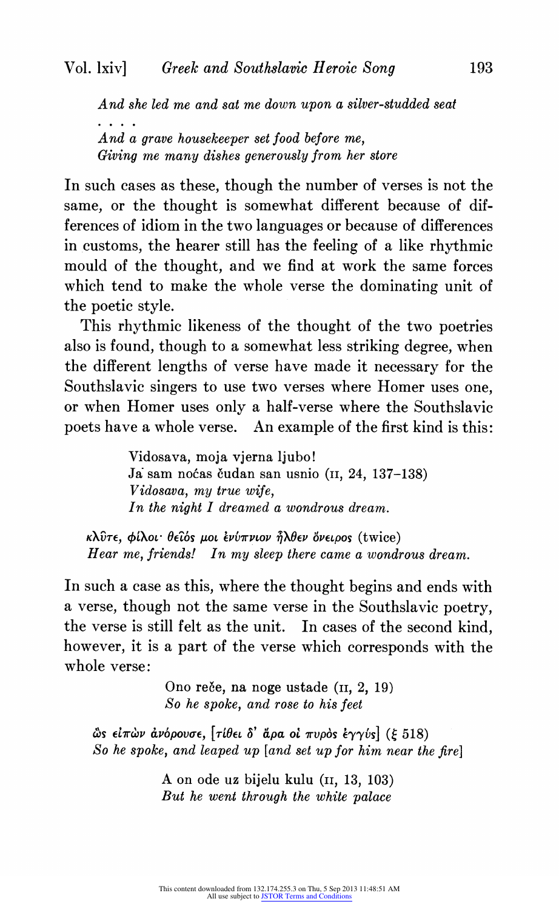*And she led me and sat me down upon a silver-studded seat*

. . . .

*And a grave housekeeper set food before me,*
*Giving me many dishes generously from her store*

In such cases as these, though the number of verses is not the same, or the thought is somewhat different because of differences of idiom in the two languages or because of differences in customs, the hearer still has the feeling of a like rhythmic mould of the thought, and we find at work the same forces which tend to make the whole verse the dominating unit of the poetic style.

This rhythmic likeness of the thought of the two poetries also is found, though to a somewhat less striking degree, when the different lengths of verse have made it necessary for the Southslavic singers to use two verses where Homer uses one, or when Homer uses only a half-verse where the Southslavic poets have a whole verse. An example of the first kind is this:

> Vidosava, moja vjerna ljubo!
> Ja sam noćas čudan san usnio (II, 24, 137–138)
> *Vidosava, my true wife,*
> *In the night I dreamed a wondrous dream.*

κλῦτε, φίλοι· θεῖός μοι ἐνύπνιον ἦλθεν ὄνειρος (twice)
*Hear me, friends! In my sleep there came a wondrous dream.*

In such a case as this, where the thought begins and ends with a verse, though not the same verse in the Southslavic poetry, the verse is still felt as the unit. In cases of the second kind, however, it is a part of the verse which corresponds with the whole verse:

> Ono reče, na noge ustade (II, 2, 19)
> *So he spoke, and rose to his feet*

ὣς εἰπὼν ἀνόρουσε, [τίθει δ' ἄρα οἱ πυρὸς ἐγγύς] (ξ 518)
*So he spoke, and leaped up [and set up for him near the fire]*

> A on ode uz bijelu kulu (II, 13, 103)
> *But he went through the white palace*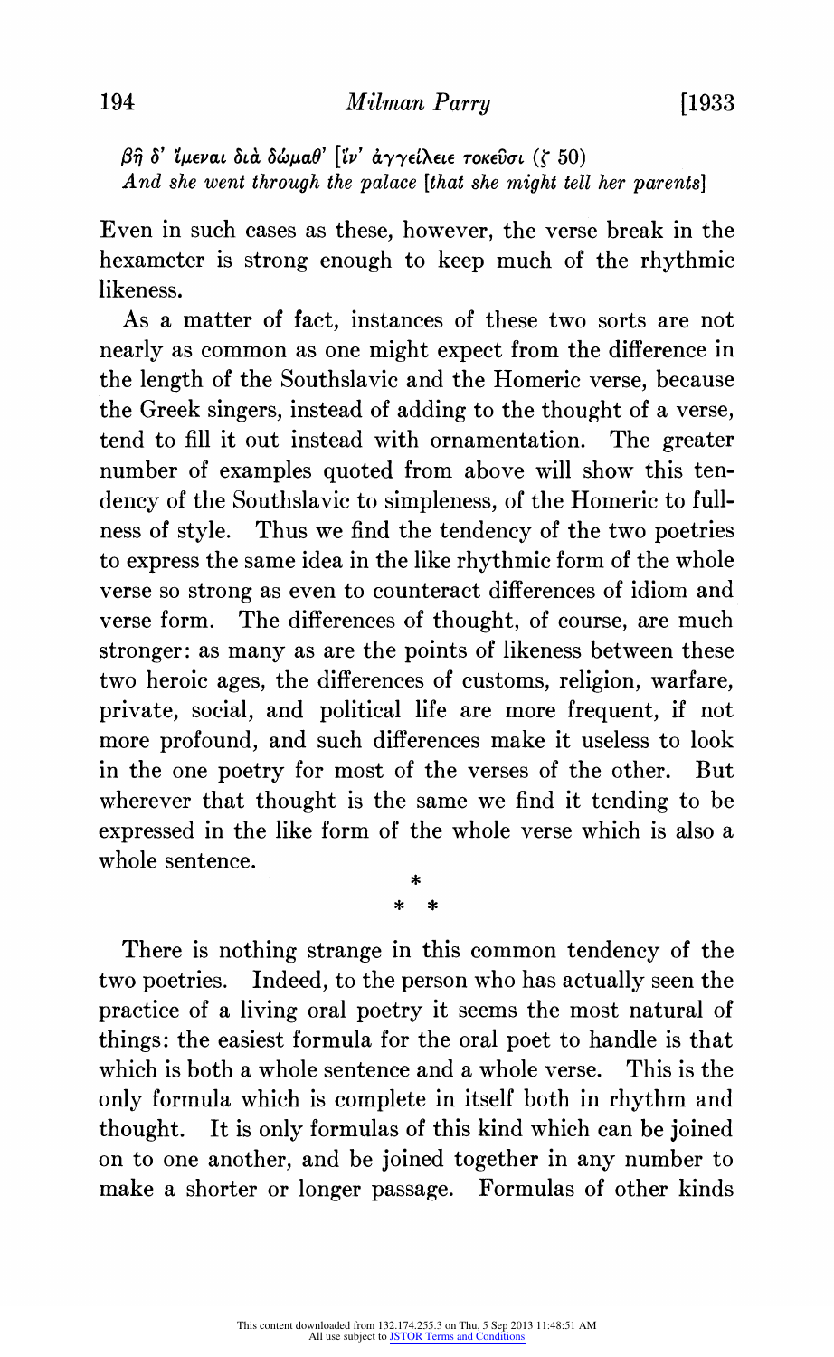βῆ δ' ἴμεναι διὰ δώμαθ' [ἵν' ἀγγείλειε τοκεῦσι (ζ 50)
*And she went through the palace [that she might tell her parents]*

Even in such cases as these, however, the verse break in the hexameter is strong enough to keep much of the rhythmic likeness.

As a matter of fact, instances of these two sorts are not nearly as common as one might expect from the difference in the length of the Southslavic and the Homeric verse, because the Greek singers, instead of adding to the thought of a verse, tend to fill it out instead with ornamentation. The greater number of examples quoted from above will show this tendency of the Southslavic to simpleness, of the Homeric to fullness of style. Thus we find the tendency of the two poetries to express the same idea in the like rhythmic form of the whole verse so strong as even to counteract differences of idiom and verse form. The differences of thought, of course, are much stronger: as many as are the points of likeness between these two heroic ages, the differences of customs, religion, warfare, private, social, and political life are more frequent, if not more profound, and such differences make it useless to look in the one poetry for most of the verses of the other. But wherever that thought is the same we find it tending to be expressed in the like form of the whole verse which is also a whole sentence.

\*
\* \*

There is nothing strange in this common tendency of the two poetries. Indeed, to the person who has actually seen the practice of a living oral poetry it seems the most natural of things: the easiest formula for the oral poet to handle is that which is both a whole sentence and a whole verse. This is the only formula which is complete in itself both in rhythm and thought. It is only formulas of this kind which can be joined on to one another, and be joined together in any number to make a shorter or longer passage. Formulas of other kinds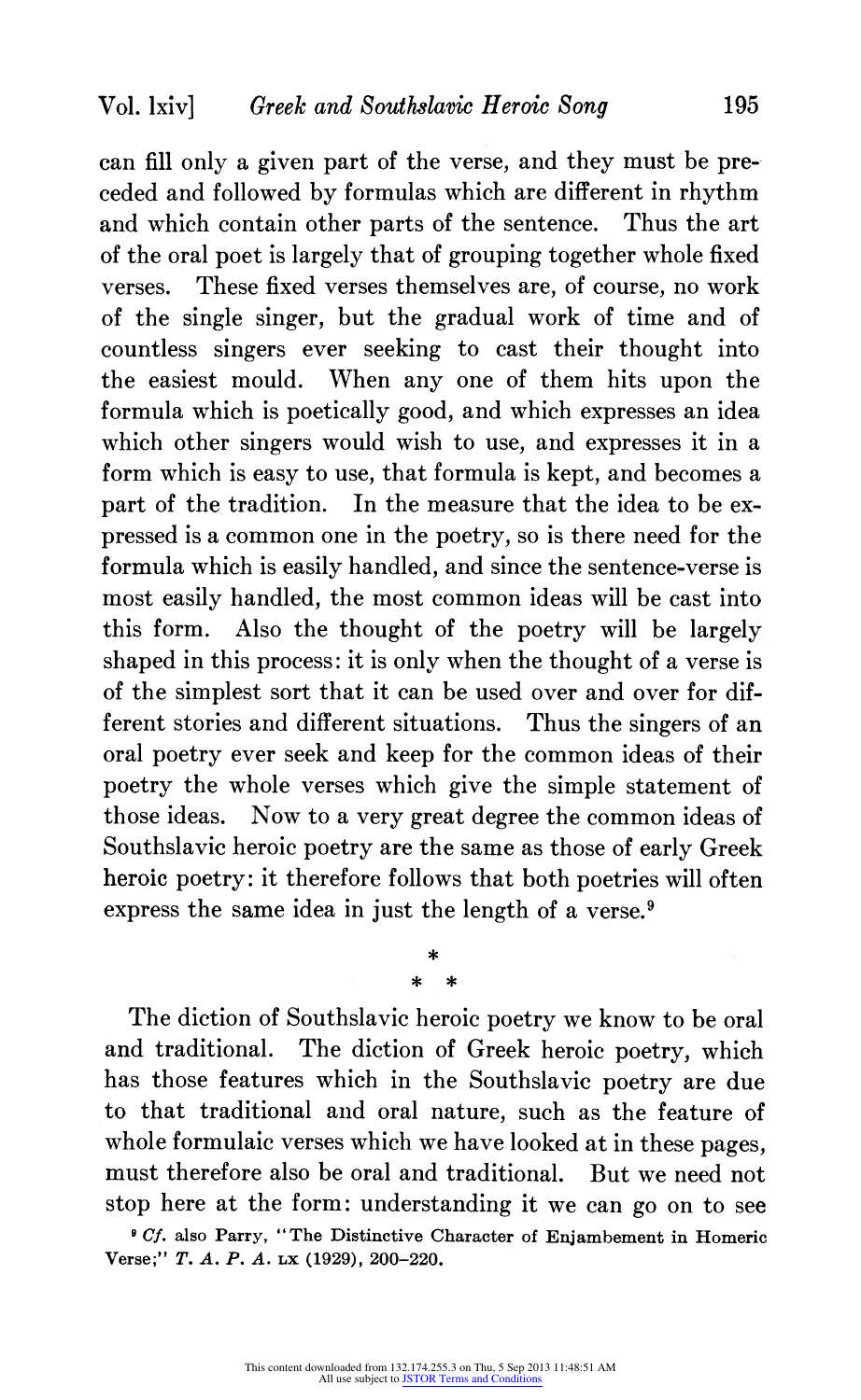can fill only a given part of the verse, and they must be preceded and followed by formulas which are different in rhythm and which contain other parts of the sentence. Thus the art of the oral poet is largely that of grouping together whole fixed verses. These fixed verses themselves are, of course, no work of the single singer, but the gradual work of time and of countless singers ever seeking to cast their thought into the easiest mould. When any one of them hits upon the formula which is poetically good, and which expresses an idea which other singers would wish to use, and expresses it in a form which is easy to use, that formula is kept, and becomes a part of the tradition. In the measure that the idea to be expressed is a common one in the poetry, so is there need for the formula which is easily handled, and since the sentence-verse is most easily handled, the most common ideas will be cast into this form. Also the thought of the poetry will be largely shaped in this process: it is only when the thought of a verse is of the simplest sort that it can be used over and over for different stories and different situations. Thus the singers of an oral poetry ever seek and keep for the common ideas of their poetry the whole verses which give the simple statement of those ideas. Now to a very great degree the common ideas of Southslavic heroic poetry are the same as those of early Greek heroic poetry: it therefore follows that both poetries will often express the same idea in just the length of a verse.[9]

\*
\* \*

The diction of Southslavic heroic poetry we know to be oral and traditional. The diction of Greek heroic poetry, which has those features which in the Southslavic poetry are due to that traditional and oral nature, such as the feature of whole formulaic verses which we have looked at in these pages, must therefore also be oral and traditional. But we need not stop here at the form: understanding it we can go on to see

[9] *Cf.* also Parry, "The Distinctive Character of Enjambement in Homeric Verse;" *T. A. P. A.* LX (1929), 200–220.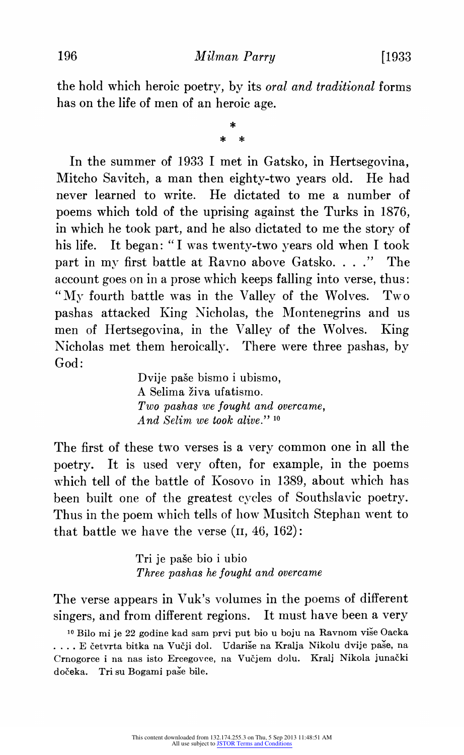the hold which heroic poetry, by its *oral and traditional* forms has on the life of men of an heroic age.

\*
\* \*

In the summer of 1933 I met in Gatsko, in Hertsegovina, Mitcho Savitch, a man then eighty-two years old. He had never learned to write. He dictated to me a number of poems which told of the uprising against the Turks in 1876, in which he took part, and he also dictated to me the story of his life. It began: "I was twenty-two years old when I took part in my first battle at Ravno above Gatsko. . . ." The account goes on in a prose which keeps falling into verse, thus: "My fourth battle was in the Valley of the Wolves. Two pashas attacked King Nicholas, the Montenegrins and us men of Hertsegovina, in the Valley of the Wolves. King Nicholas met them heroically. There were three pashas, by God:

> Dvije paše bismo i ubismo,
> A Selima živa ufatismo.
> *Two pashas we fought and overcame,*
> *And Selim we took alive.*" [10]

The first of these two verses is a very common one in all the poetry. It is used very often, for example, in the poems which tell of the battle of Kosovo in 1389, about which has been built one of the greatest cycles of Southslavic poetry. Thus in the poem which tells of how Musitch Stephan went to that battle we have the verse (II, 46, 162):

> Tri je paše bio i ubio
> *Three pashas he fought and overcame*

The verse appears in Vuk's volumes in the poems of different singers, and from different regions. It must have been a very

[10] Bilo mi je 22 godine kad sam prvi put bio u boju na Ravnom više Oacka . . . . E četvrta bitka na Vučji dol. Udariše na Kralja Nikolu dvije paše, na Crnogorce i na nas isto Ercegovce, na Vučjem dolu. Kralj Nikola junački dočeka. Tri su Bogami paše bile.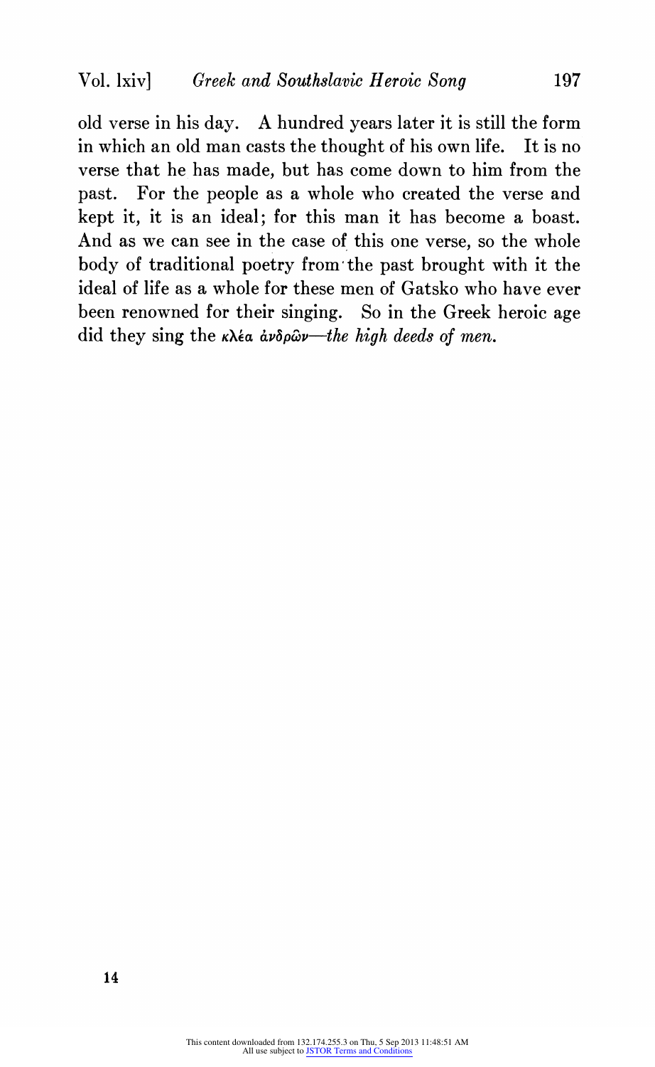old verse in his day. A hundred years later it is still the form in which an old man casts the thought of his own life. It is no verse that he has made, but has come down to him from the past. For the people as a whole who created the verse and kept it, it is an ideal; for this man it has become a boast. And as we can see in the case of this one verse, so the whole body of traditional poetry from the past brought with it the ideal of life as a whole for these men of Gatsko who have ever been renowned for their singing. So in the Greek heroic age did they sing the κλέα ἀνδρῶν—*the high deeds of men.*